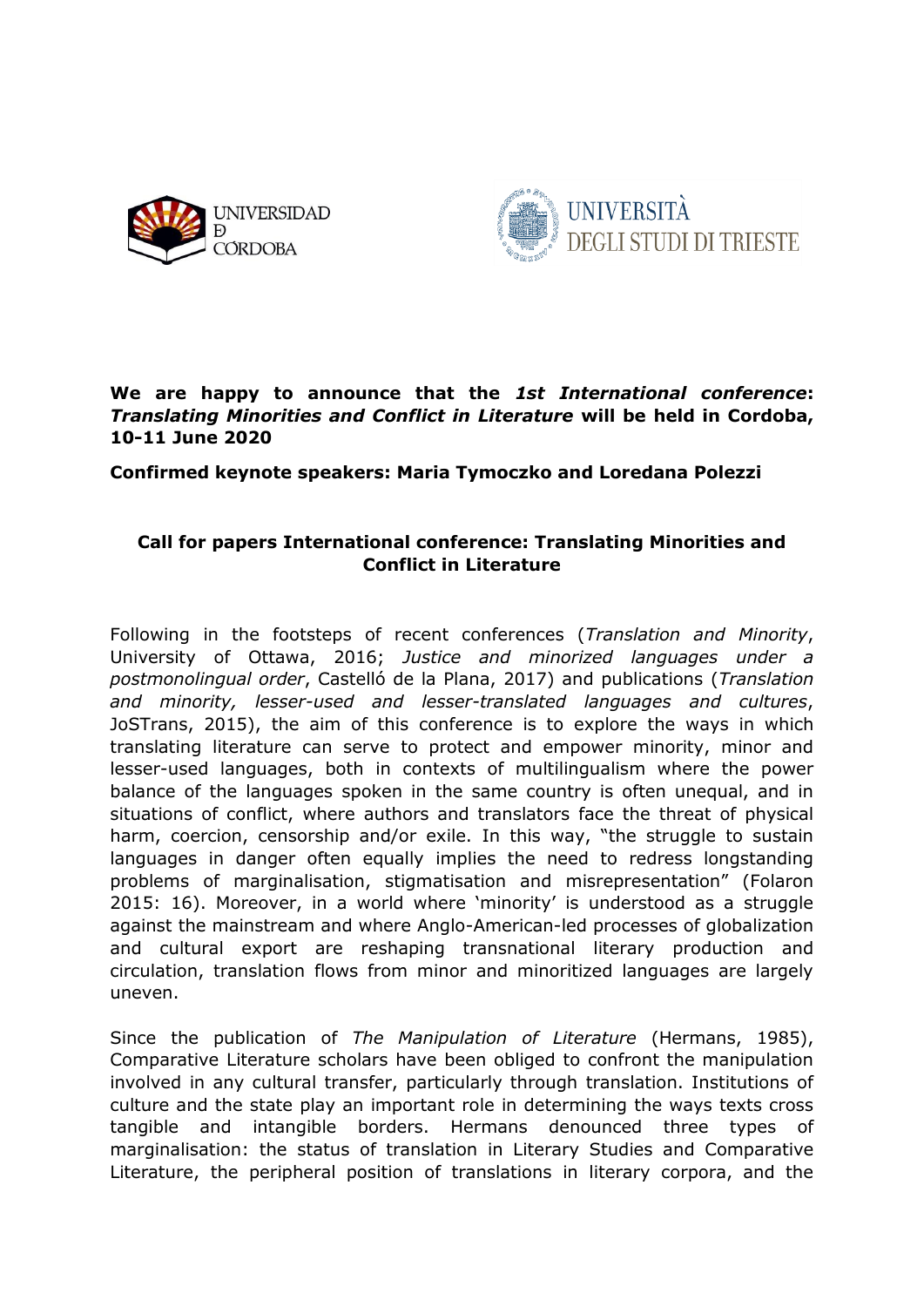UNIVERSIDAD DE CÓRDOBA

UNIVERSITÀ DEGLI STUDI DI TRIESTE

**We are happy to announce that the *1st International conference*: *Translating Minorities and Conflict in Literature* will be held in Cordoba, 10-11 June 2020**

**Confirmed keynote speakers: Maria Tymoczko and Loredana Polezzi**

## Call for papers International conference: Translating Minorities and Conflict in Literature

Following in the footsteps of recent conferences (*Translation and Minority*, University of Ottawa, 2016; *Justice and minorized languages under a postmonolingual order*, Castelló de la Plana, 2017) and publications (*Translation and minority, lesser-used and lesser-translated languages and cultures*, JoSTrans, 2015), the aim of this conference is to explore the ways in which translating literature can serve to protect and empower minority, minor and lesser-used languages, both in contexts of multilingualism where the power balance of the languages spoken in the same country is often unequal, and in situations of conflict, where authors and translators face the threat of physical harm, coercion, censorship and/or exile. In this way, "the struggle to sustain languages in danger often equally implies the need to redress longstanding problems of marginalisation, stigmatisation and misrepresentation" (Folaron 2015: 16). Moreover, in a world where 'minority' is understood as a struggle against the mainstream and where Anglo-American-led processes of globalization and cultural export are reshaping transnational literary production and circulation, translation flows from minor and minoritized languages are largely uneven.

Since the publication of *The Manipulation of Literature* (Hermans, 1985), Comparative Literature scholars have been obliged to confront the manipulation involved in any cultural transfer, particularly through translation. Institutions of culture and the state play an important role in determining the ways texts cross tangible and intangible borders. Hermans denounced three types of marginalisation: the status of translation in Literary Studies and Comparative Literature, the peripheral position of translations in literary corpora, and the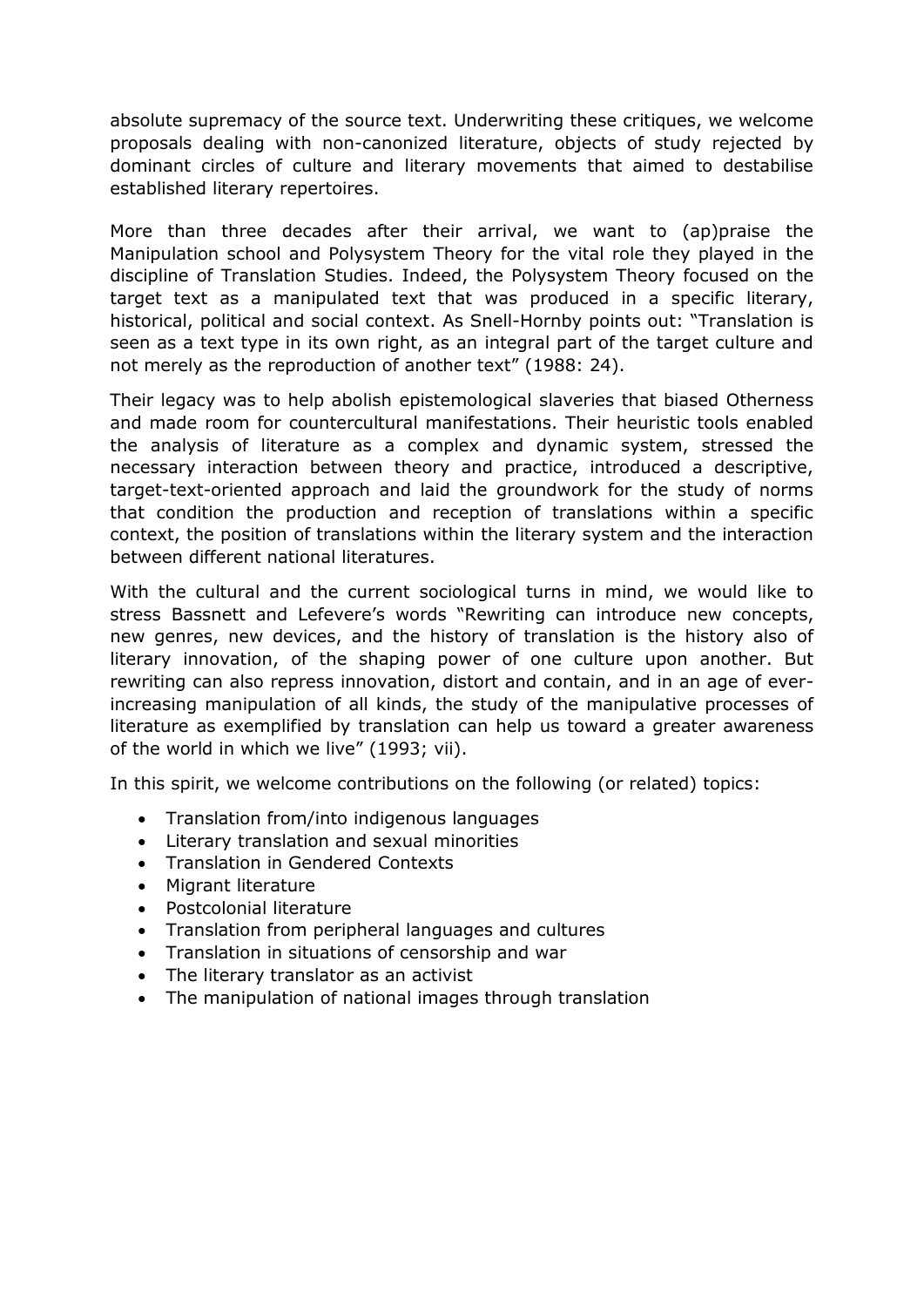absolute supremacy of the source text. Underwriting these critiques, we welcome proposals dealing with non-canonized literature, objects of study rejected by dominant circles of culture and literary movements that aimed to destabilise established literary repertoires.

More than three decades after their arrival, we want to (ap)praise the Manipulation school and Polysystem Theory for the vital role they played in the discipline of Translation Studies. Indeed, the Polysystem Theory focused on the target text as a manipulated text that was produced in a specific literary, historical, political and social context. As Snell-Hornby points out: "Translation is seen as a text type in its own right, as an integral part of the target culture and not merely as the reproduction of another text" (1988: 24).

Their legacy was to help abolish epistemological slaveries that biased Otherness and made room for countercultural manifestations. Their heuristic tools enabled the analysis of literature as a complex and dynamic system, stressed the necessary interaction between theory and practice, introduced a descriptive, target-text-oriented approach and laid the groundwork for the study of norms that condition the production and reception of translations within a specific context, the position of translations within the literary system and the interaction between different national literatures.

With the cultural and the current sociological turns in mind, we would like to stress Bassnett and Lefevere's words "Rewriting can introduce new concepts, new genres, new devices, and the history of translation is the history also of literary innovation, of the shaping power of one culture upon another. But rewriting can also repress innovation, distort and contain, and in an age of ever-increasing manipulation of all kinds, the study of the manipulative processes of literature as exemplified by translation can help us toward a greater awareness of the world in which we live" (1993; vii).

In this spirit, we welcome contributions on the following (or related) topics:

- Translation from/into indigenous languages
- Literary translation and sexual minorities
- Translation in Gendered Contexts
- Migrant literature
- Postcolonial literature
- Translation from peripheral languages and cultures
- Translation in situations of censorship and war
- The literary translator as an activist
- The manipulation of national images through translation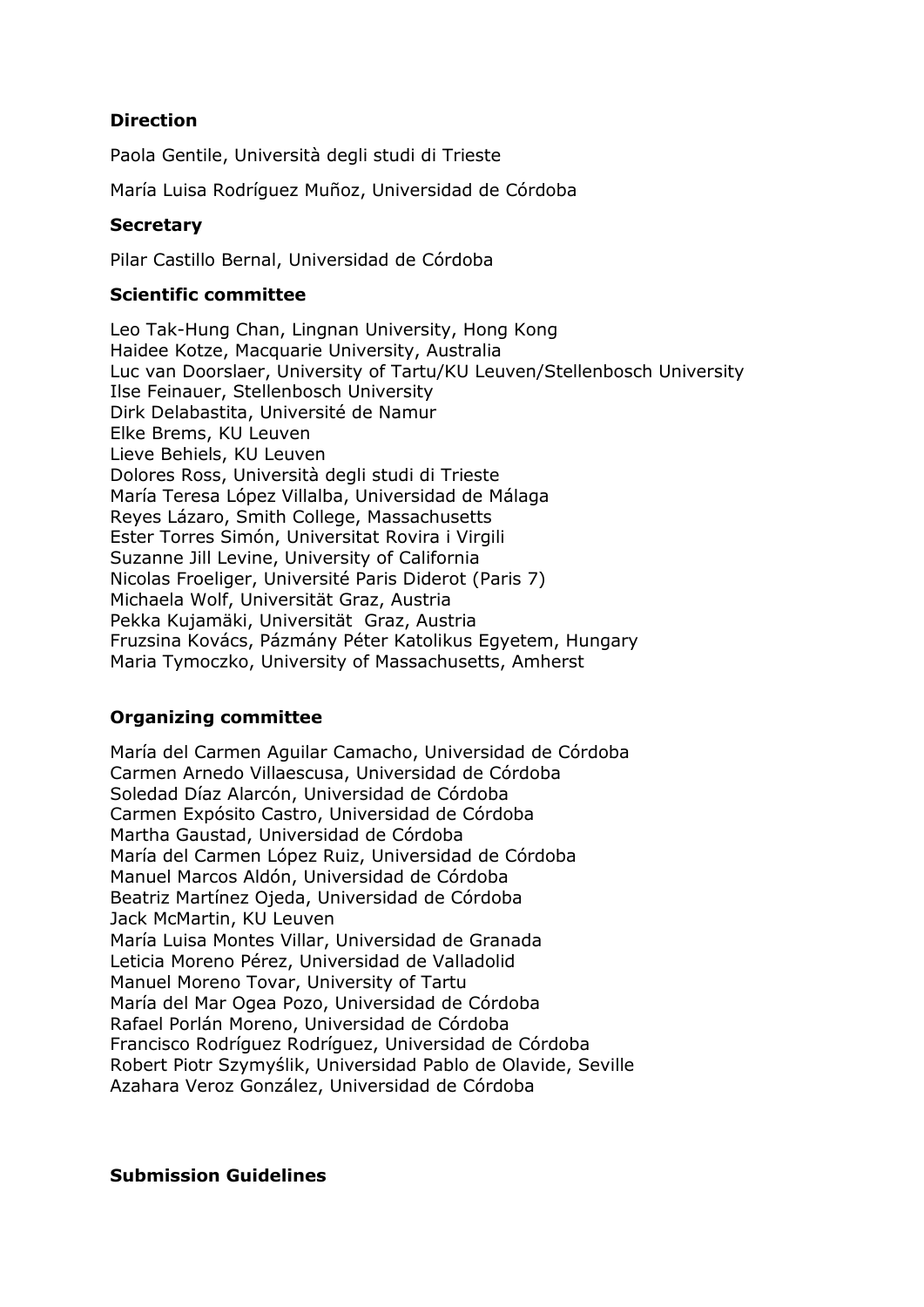**Direction**

Paola Gentile, Università degli studi di Trieste

María Luisa Rodríguez Muñoz, Universidad de Córdoba

**Secretary**

Pilar Castillo Bernal, Universidad de Córdoba

**Scientific committee**

Leo Tak-Hung Chan, Lingnan University, Hong Kong
Haidee Kotze, Macquarie University, Australia
Luc van Doorslaer, University of Tartu/KU Leuven/Stellenbosch University
Ilse Feinauer, Stellenbosch University
Dirk Delabastita, Université de Namur
Elke Brems, KU Leuven
Lieve Behiels, KU Leuven
Dolores Ross, Università degli studi di Trieste
María Teresa López Villalba, Universidad de Málaga
Reyes Lázaro, Smith College, Massachusetts
Ester Torres Simón, Universitat Rovira i Virgili
Suzanne Jill Levine, University of California
Nicolas Froeliger, Université Paris Diderot (Paris 7)
Michaela Wolf, Universität Graz, Austria
Pekka Kujamäki, Universität Graz, Austria
Fruzsina Kovács, Pázmány Péter Katolikus Egyetem, Hungary
Maria Tymoczko, University of Massachusetts, Amherst

**Organizing committee**

María del Carmen Aguilar Camacho, Universidad de Córdoba
Carmen Arnedo Villaescusa, Universidad de Córdoba
Soledad Díaz Alarcón, Universidad de Córdoba
Carmen Expósito Castro, Universidad de Córdoba
Martha Gaustad, Universidad de Córdoba
María del Carmen López Ruiz, Universidad de Córdoba
Manuel Marcos Aldón, Universidad de Córdoba
Beatriz Martínez Ojeda, Universidad de Córdoba
Jack McMartin, KU Leuven
María Luisa Montes Villar, Universidad de Granada
Leticia Moreno Pérez, Universidad de Valladolid
Manuel Moreno Tovar, University of Tartu
María del Mar Ogea Pozo, Universidad de Córdoba
Rafael Porlán Moreno, Universidad de Córdoba
Francisco Rodríguez Rodríguez, Universidad de Córdoba
Robert Piotr Szymyślik, Universidad Pablo de Olavide, Seville
Azahara Veroz González, Universidad de Córdoba

**Submission Guidelines**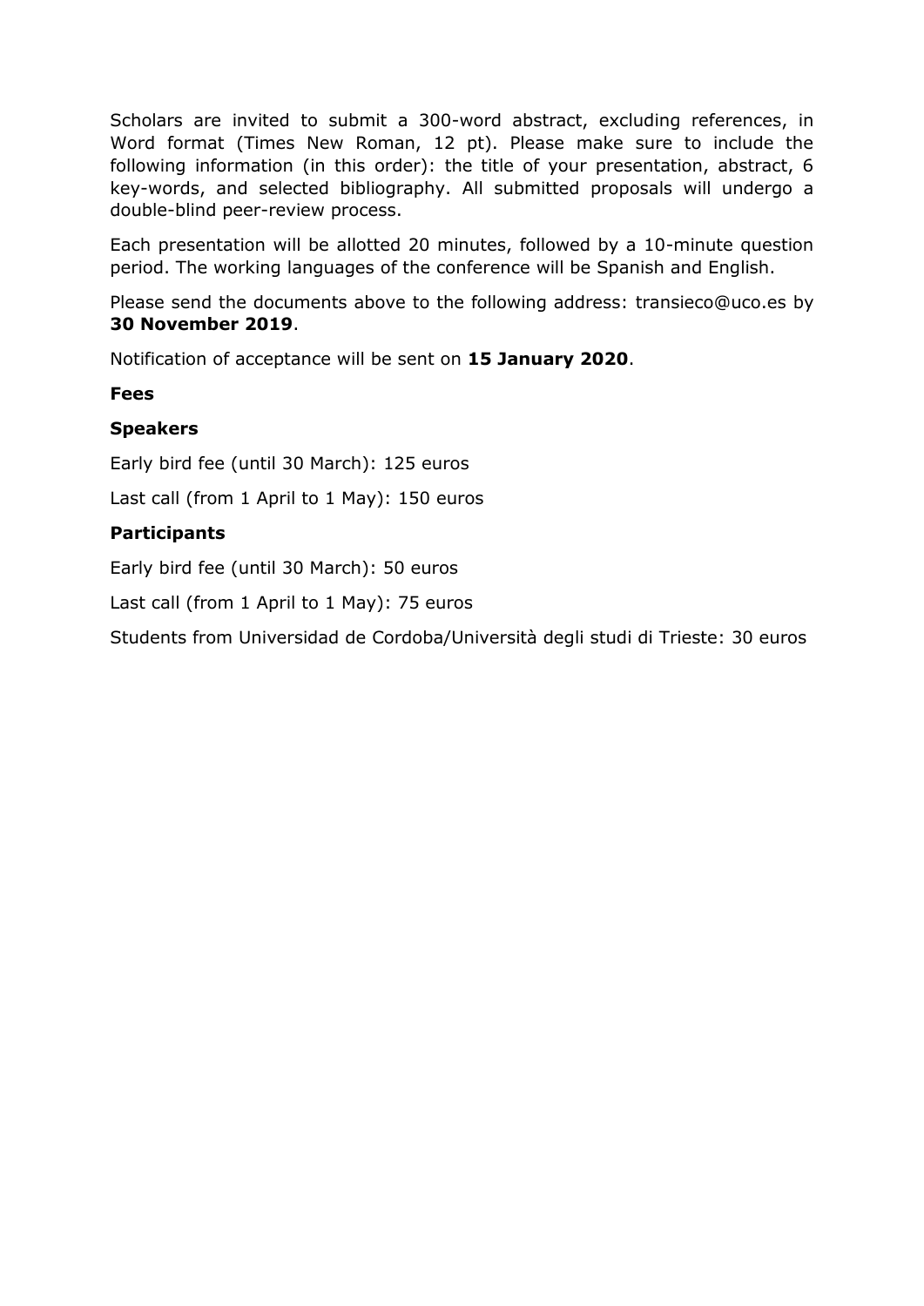Scholars are invited to submit a 300-word abstract, excluding references, in Word format (Times New Roman, 12 pt). Please make sure to include the following information (in this order): the title of your presentation, abstract, 6 key-words, and selected bibliography. All submitted proposals will undergo a double-blind peer-review process.

Each presentation will be allotted 20 minutes, followed by a 10-minute question period. The working languages of the conference will be Spanish and English.

Please send the documents above to the following address: transieco@uco.es by **30 November 2019**.

Notification of acceptance will be sent on **15 January 2020**.

**Fees**

**Speakers**

Early bird fee (until 30 March): 125 euros

Last call (from 1 April to 1 May): 150 euros

**Participants**

Early bird fee (until 30 March): 50 euros

Last call (from 1 April to 1 May): 75 euros

Students from Universidad de Cordoba/Università degli studi di Trieste: 30 euros